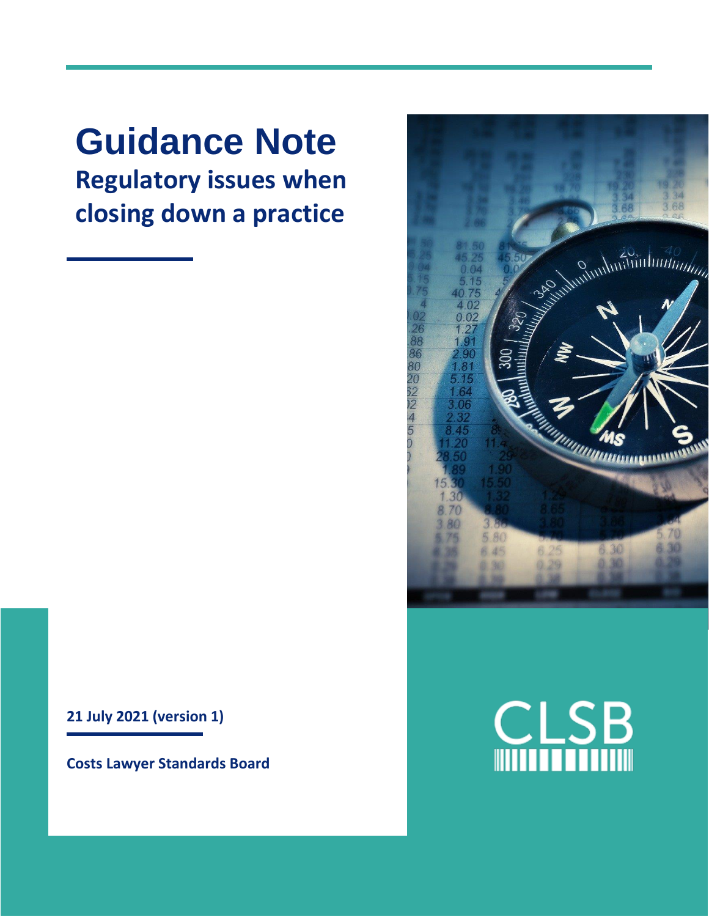# Guidance Note

## Regulatory issues when closing down a practice

**21 July 2021 (version 1)**

**Costs Lawyer Standards Board**

CLSB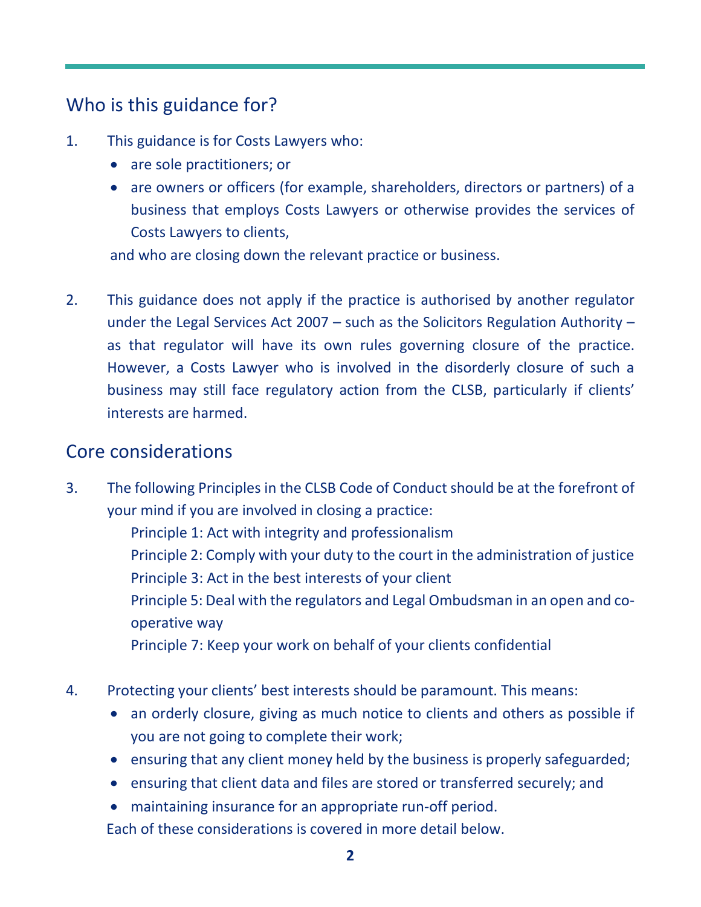## Who is this guidance for?

1. This guidance is for Costs Lawyers who:
   - are sole practitioners; or
   - are owners or officers (for example, shareholders, directors or partners) of a business that employs Costs Lawyers or otherwise provides the services of Costs Lawyers to clients,

   and who are closing down the relevant practice or business.

2. This guidance does not apply if the practice is authorised by another regulator under the Legal Services Act 2007 – such as the Solicitors Regulation Authority – as that regulator will have its own rules governing closure of the practice. However, a Costs Lawyer who is involved in the disorderly closure of such a business may still face regulatory action from the CLSB, particularly if clients' interests are harmed.

## Core considerations

3. The following Principles in the CLSB Code of Conduct should be at the forefront of your mind if you are involved in closing a practice:

   Principle 1: Act with integrity and professionalism
   Principle 2: Comply with your duty to the court in the administration of justice
   Principle 3: Act in the best interests of your client
   Principle 5: Deal with the regulators and Legal Ombudsman in an open and co-operative way
   Principle 7: Keep your work on behalf of your clients confidential

4. Protecting your clients' best interests should be paramount. This means:
   - an orderly closure, giving as much notice to clients and others as possible if you are not going to complete their work;
   - ensuring that any client money held by the business is properly safeguarded;
   - ensuring that client data and files are stored or transferred securely; and
   - maintaining insurance for an appropriate run-off period.

   Each of these considerations is covered in more detail below.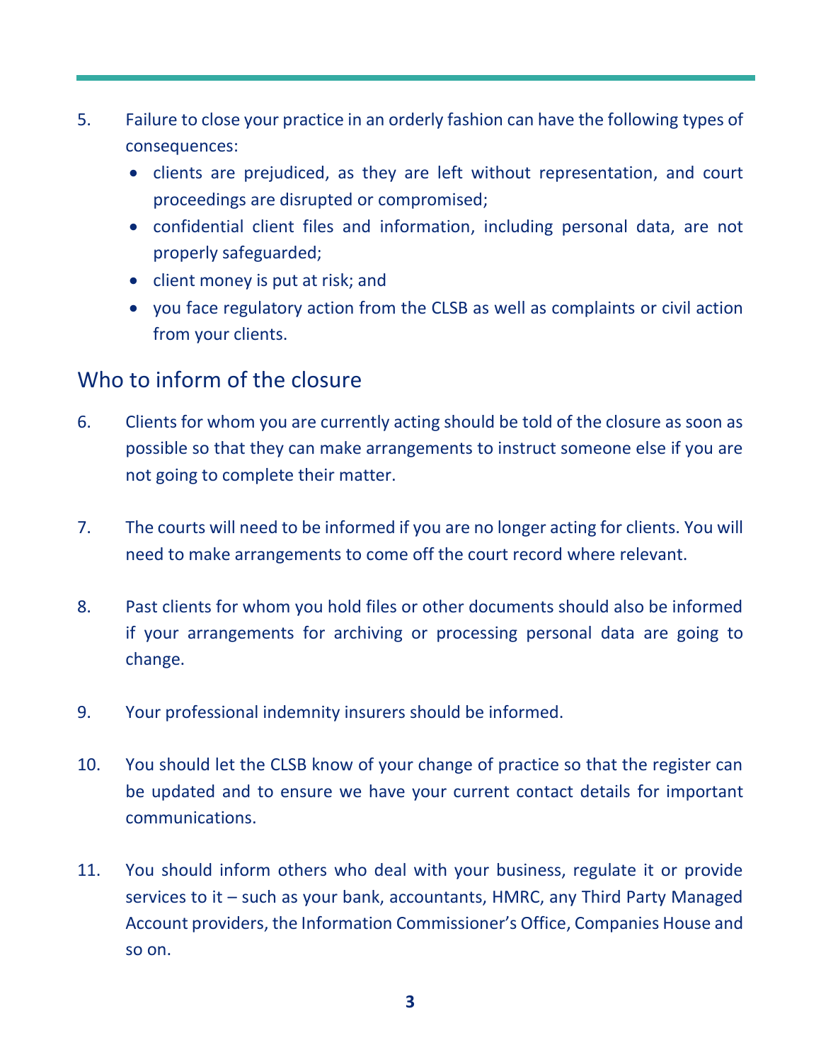5. Failure to close your practice in an orderly fashion can have the following types of consequences:
   - clients are prejudiced, as they are left without representation, and court proceedings are disrupted or compromised;
   - confidential client files and information, including personal data, are not properly safeguarded;
   - client money is put at risk; and
   - you face regulatory action from the CLSB as well as complaints or civil action from your clients.

## Who to inform of the closure

6. Clients for whom you are currently acting should be told of the closure as soon as possible so that they can make arrangements to instruct someone else if you are not going to complete their matter.

7. The courts will need to be informed if you are no longer acting for clients. You will need to make arrangements to come off the court record where relevant.

8. Past clients for whom you hold files or other documents should also be informed if your arrangements for archiving or processing personal data are going to change.

9. Your professional indemnity insurers should be informed.

10. You should let the CLSB know of your change of practice so that the register can be updated and to ensure we have your current contact details for important communications.

11. You should inform others who deal with your business, regulate it or provide services to it – such as your bank, accountants, HMRC, any Third Party Managed Account providers, the Information Commissioner's Office, Companies House and so on.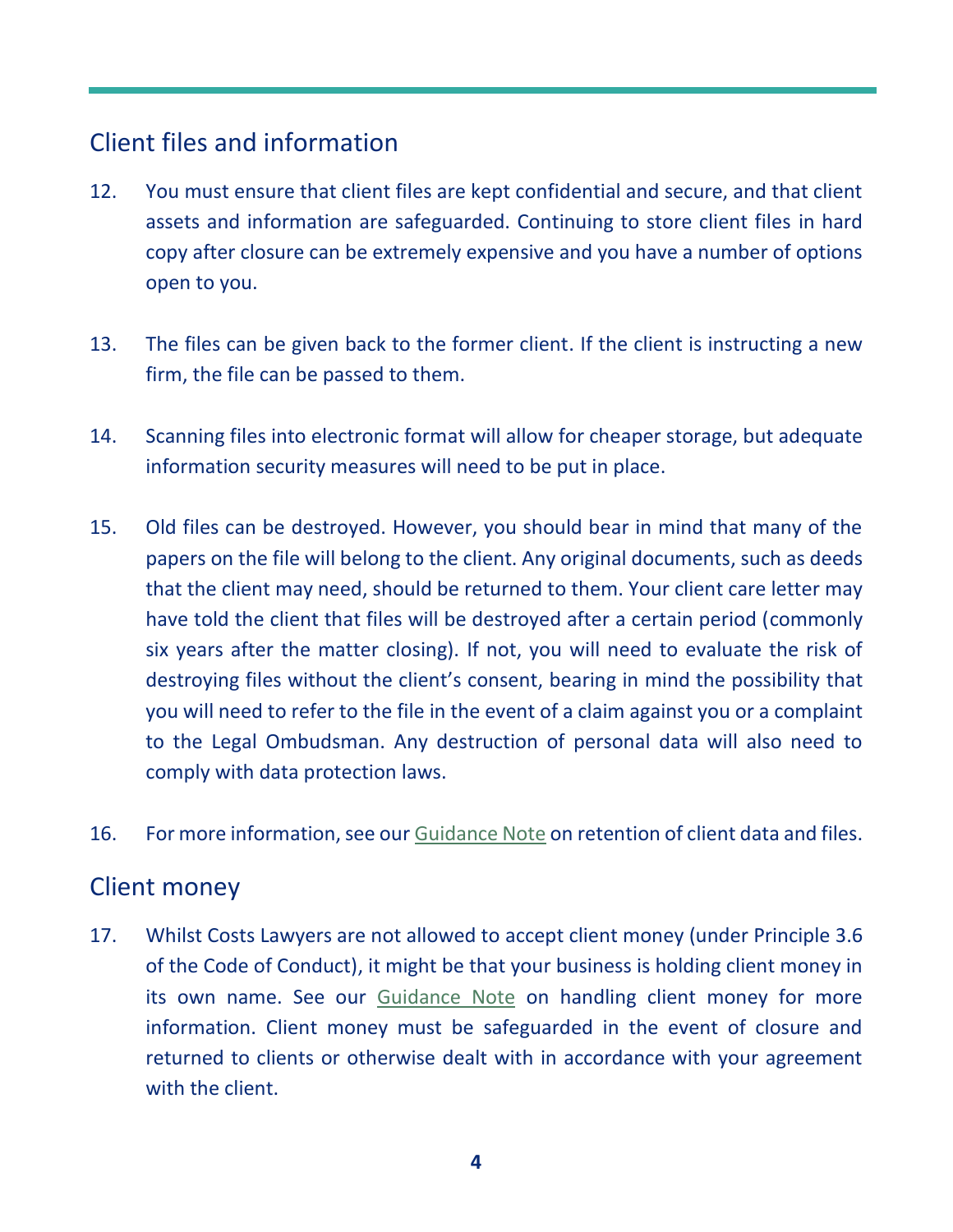## Client files and information

12. You must ensure that client files are kept confidential and secure, and that client assets and information are safeguarded. Continuing to store client files in hard copy after closure can be extremely expensive and you have a number of options open to you.

13. The files can be given back to the former client. If the client is instructing a new firm, the file can be passed to them.

14. Scanning files into electronic format will allow for cheaper storage, but adequate information security measures will need to be put in place.

15. Old files can be destroyed. However, you should bear in mind that many of the papers on the file will belong to the client. Any original documents, such as deeds that the client may need, should be returned to them. Your client care letter may have told the client that files will be destroyed after a certain period (commonly six years after the matter closing). If not, you will need to evaluate the risk of destroying files without the client's consent, bearing in mind the possibility that you will need to refer to the file in the event of a claim against you or a complaint to the Legal Ombudsman. Any destruction of personal data will also need to comply with data protection laws.

16. For more information, see our Guidance Note on retention of client data and files.

## Client money

17. Whilst Costs Lawyers are not allowed to accept client money (under Principle 3.6 of the Code of Conduct), it might be that your business is holding client money in its own name. See our Guidance Note on handling client money for more information. Client money must be safeguarded in the event of closure and returned to clients or otherwise dealt with in accordance with your agreement with the client.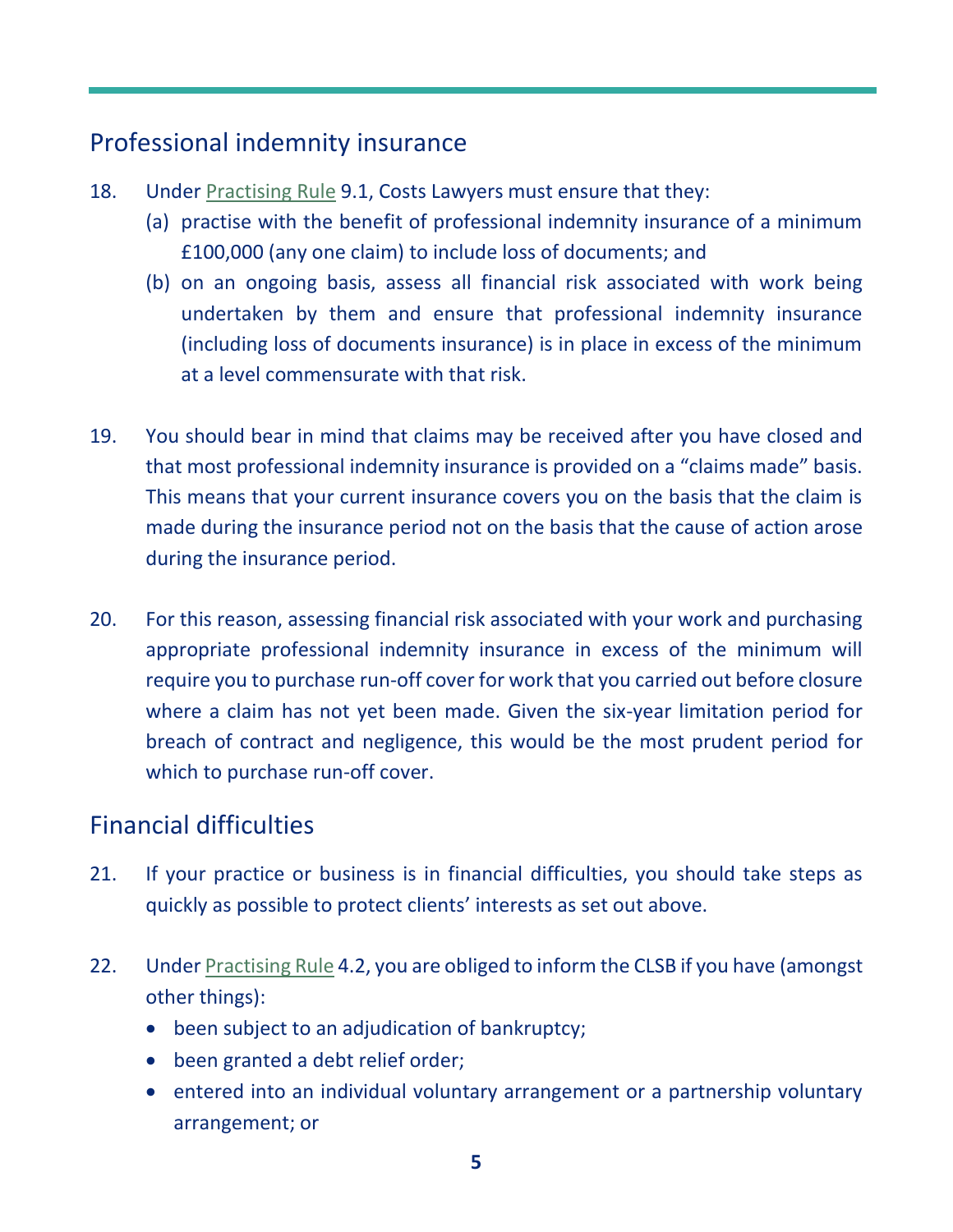## Professional indemnity insurance

18. Under Practising Rule 9.1, Costs Lawyers must ensure that they:
    (a) practise with the benefit of professional indemnity insurance of a minimum £100,000 (any one claim) to include loss of documents; and
    (b) on an ongoing basis, assess all financial risk associated with work being undertaken by them and ensure that professional indemnity insurance (including loss of documents insurance) is in place in excess of the minimum at a level commensurate with that risk.

19. You should bear in mind that claims may be received after you have closed and that most professional indemnity insurance is provided on a "claims made" basis. This means that your current insurance covers you on the basis that the claim is made during the insurance period not on the basis that the cause of action arose during the insurance period.

20. For this reason, assessing financial risk associated with your work and purchasing appropriate professional indemnity insurance in excess of the minimum will require you to purchase run-off cover for work that you carried out before closure where a claim has not yet been made. Given the six-year limitation period for breach of contract and negligence, this would be the most prudent period for which to purchase run-off cover.

## Financial difficulties

21. If your practice or business is in financial difficulties, you should take steps as quickly as possible to protect clients' interests as set out above.

22. Under Practising Rule 4.2, you are obliged to inform the CLSB if you have (amongst other things):
    - been subject to an adjudication of bankruptcy;
    - been granted a debt relief order;
    - entered into an individual voluntary arrangement or a partnership voluntary arrangement; or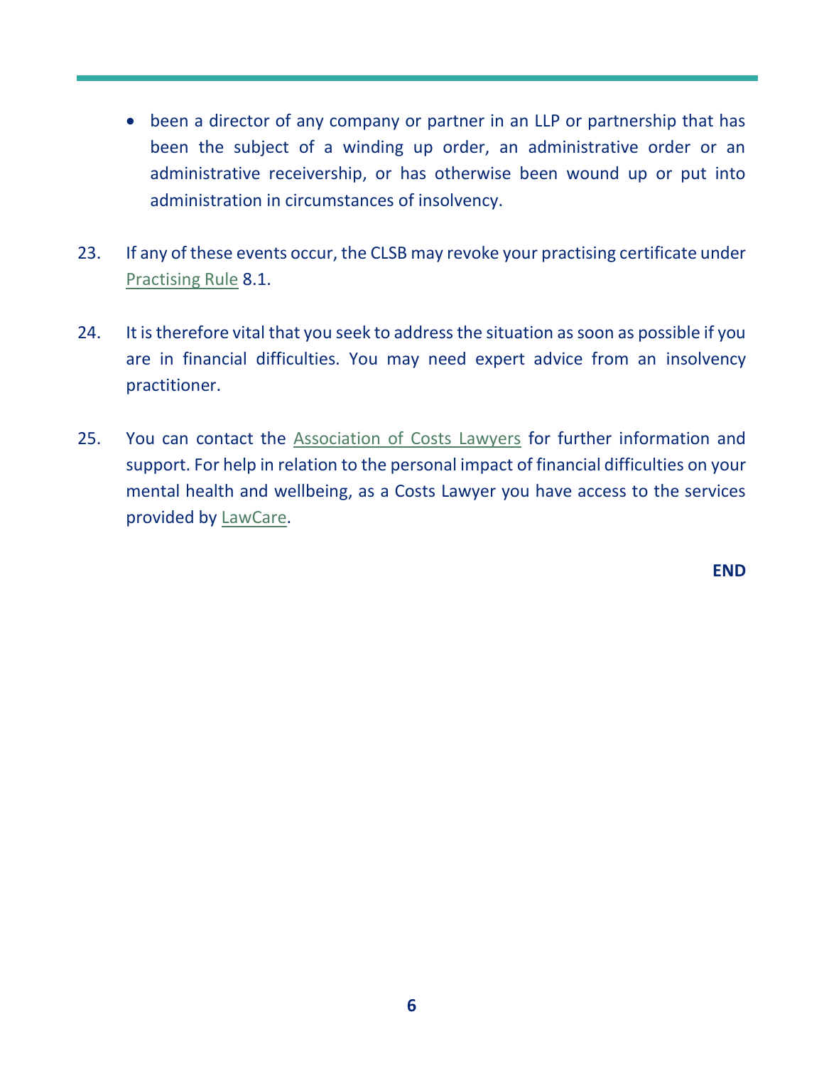- been a director of any company or partner in an LLP or partnership that has been the subject of a winding up order, an administrative order or an administrative receivership, or has otherwise been wound up or put into administration in circumstances of insolvency.

23. If any of these events occur, the CLSB may revoke your practising certificate under Practising Rule 8.1.

24. It is therefore vital that you seek to address the situation as soon as possible if you are in financial difficulties. You may need expert advice from an insolvency practitioner.

25. You can contact the Association of Costs Lawyers for further information and support. For help in relation to the personal impact of financial difficulties on your mental health and wellbeing, as a Costs Lawyer you have access to the services provided by LawCare.

**END**